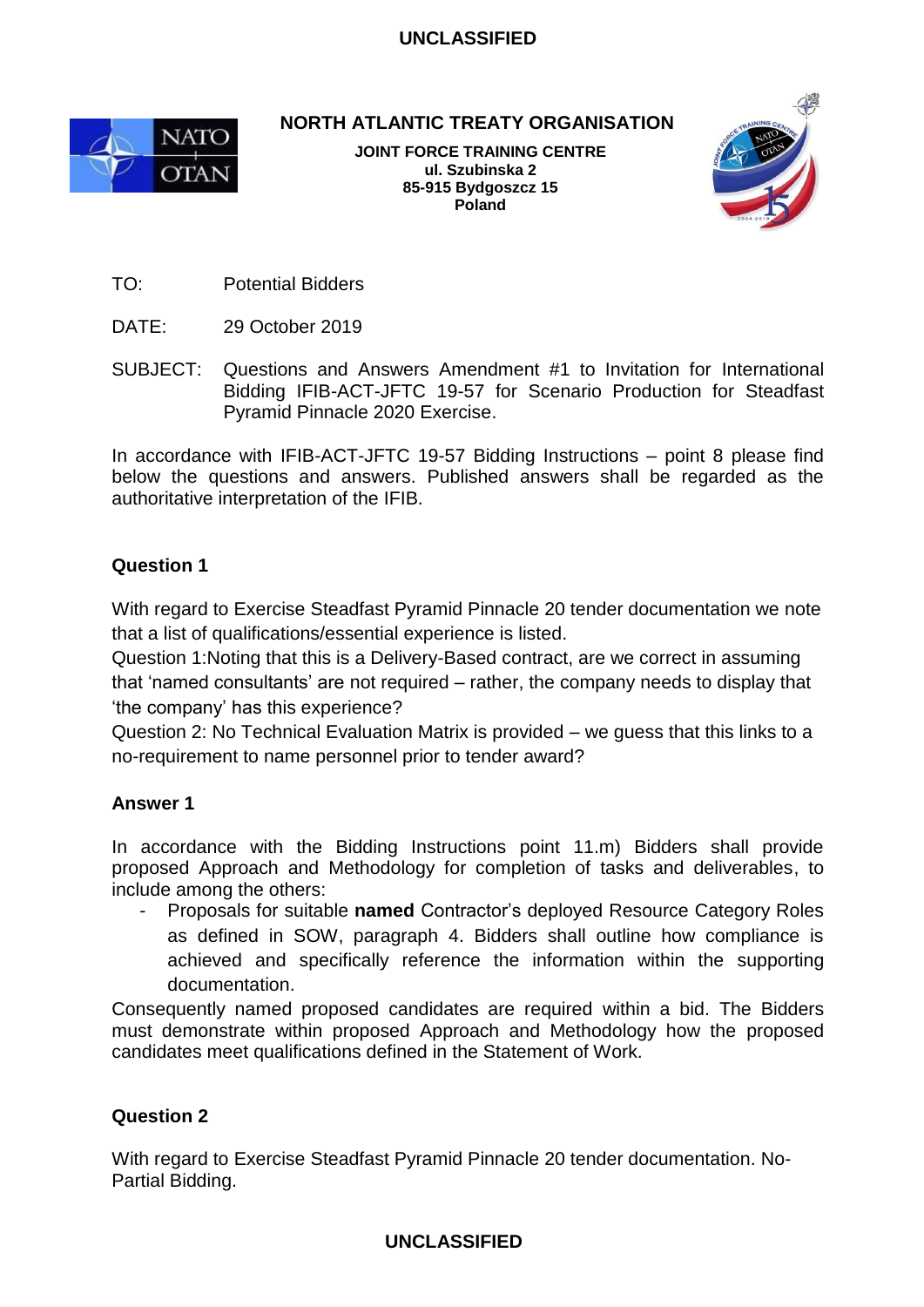**NORTH ATLANTIC TREATY ORGANISATION**

**JOINT FORCE TRAINING CENTRE**
**ul. Szubinska 2**
**85-915 Bydgoszcz 15**
**Poland**

TO: Potential Bidders

DATE: 29 October 2019

SUBJECT: Questions and Answers Amendment #1 to Invitation for International Bidding IFIB-ACT-JFTC 19-57 for Scenario Production for Steadfast Pyramid Pinnacle 2020 Exercise.

In accordance with IFIB-ACT-JFTC 19-57 Bidding Instructions – point 8 please find below the questions and answers. Published answers shall be regarded as the authoritative interpretation of the IFIB.

### Question 1

With regard to Exercise Steadfast Pyramid Pinnacle 20 tender documentation we note that a list of qualifications/essential experience is listed.
Question 1:Noting that this is a Delivery-Based contract, are we correct in assuming that 'named consultants' are not required – rather, the company needs to display that 'the company' has this experience?
Question 2: No Technical Evaluation Matrix is provided – we guess that this links to a no-requirement to name personnel prior to tender award?

### Answer 1

In accordance with the Bidding Instructions point 11.m) Bidders shall provide proposed Approach and Methodology for completion of tasks and deliverables, to include among the others:

- Proposals for suitable **named** Contractor's deployed Resource Category Roles as defined in SOW, paragraph 4. Bidders shall outline how compliance is achieved and specifically reference the information within the supporting documentation.

Consequently named proposed candidates are required within a bid. The Bidders must demonstrate within proposed Approach and Methodology how the proposed candidates meet qualifications defined in the Statement of Work.

### Question 2

With regard to Exercise Steadfast Pyramid Pinnacle 20 tender documentation. No-Partial Bidding.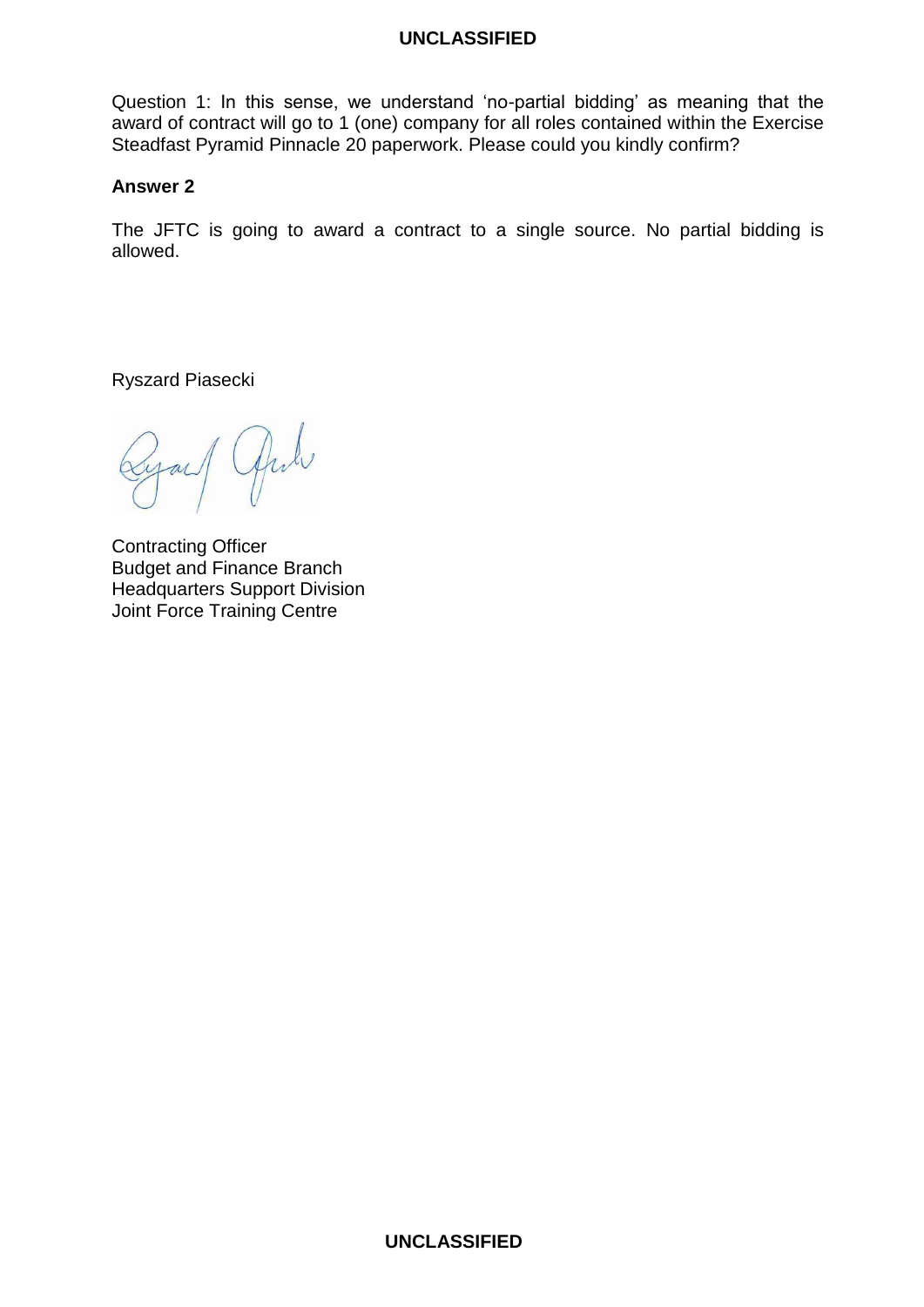Question 1: In this sense, we understand 'no-partial bidding' as meaning that the award of contract will go to 1 (one) company for all roles contained within the Exercise Steadfast Pyramid Pinnacle 20 paperwork. Please could you kindly confirm?

**Answer 2**

The JFTC is going to award a contract to a single source. No partial bidding is allowed.

Ryszard Piasecki

Contracting Officer
Budget and Finance Branch
Headquarters Support Division
Joint Force Training Centre